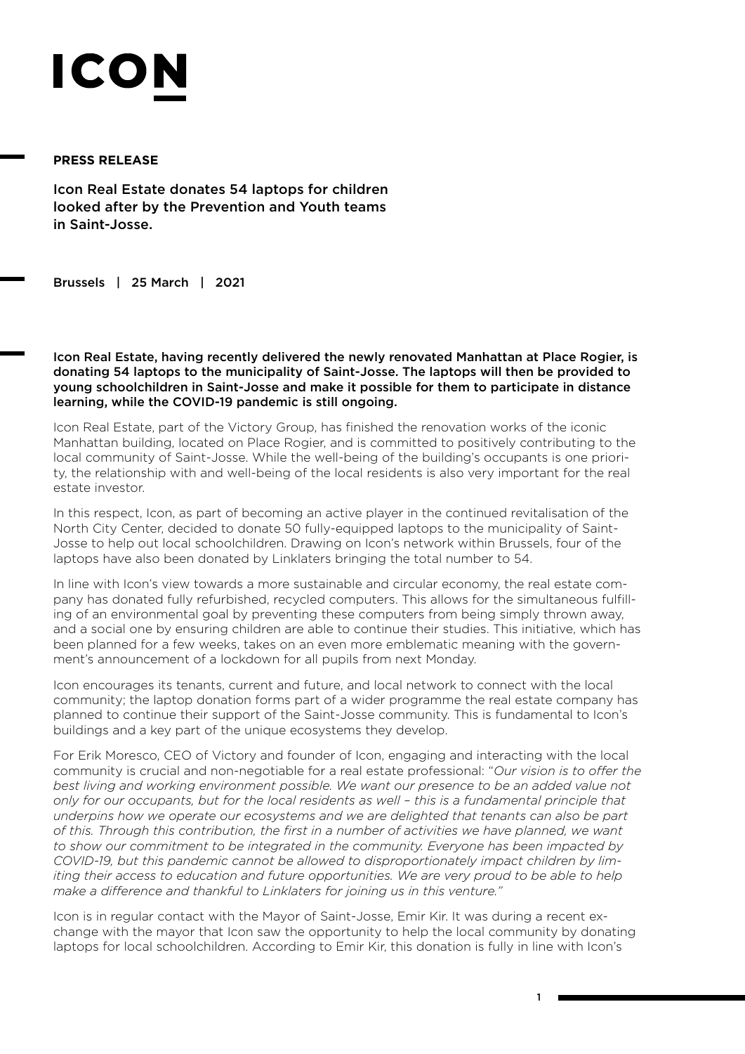# ICON

**PRESS RELEASE**

## Icon Real Estate donates 54 laptops for children looked after by the Prevention and Youth teams in Saint-Josse.

Brussels | 25 March | 2021

**Icon Real Estate, having recently delivered the newly renovated Manhattan at Place Rogier, is donating 54 laptops to the municipality of Saint-Josse. The laptops will then be provided to young schoolchildren in Saint-Josse and make it possible for them to participate in distance learning, while the COVID-19 pandemic is still ongoing.**

Icon Real Estate, part of the Victory Group, has finished the renovation works of the iconic Manhattan building, located on Place Rogier, and is committed to positively contributing to the local community of Saint-Josse. While the well-being of the building's occupants is one priority, the relationship with and well-being of the local residents is also very important for the real estate investor.

In this respect, Icon, as part of becoming an active player in the continued revitalisation of the North City Center, decided to donate 50 fully-equipped laptops to the municipality of Saint-Josse to help out local schoolchildren. Drawing on Icon's network within Brussels, four of the laptops have also been donated by Linklaters bringing the total number to 54.

In line with Icon's view towards a more sustainable and circular economy, the real estate company has donated fully refurbished, recycled computers. This allows for the simultaneous fulfilling of an environmental goal by preventing these computers from being simply thrown away, and a social one by ensuring children are able to continue their studies. This initiative, which has been planned for a few weeks, takes on an even more emblematic meaning with the government's announcement of a lockdown for all pupils from next Monday.

Icon encourages its tenants, current and future, and local network to connect with the local community; the laptop donation forms part of a wider programme the real estate company has planned to continue their support of the Saint-Josse community. This is fundamental to Icon's buildings and a key part of the unique ecosystems they develop.

For Erik Moresco, CEO of Victory and founder of Icon, engaging and interacting with the local community is crucial and non-negotiable for a real estate professional: "*Our vision is to offer the best living and working environment possible. We want our presence to be an added value not only for our occupants, but for the local residents as well – this is a fundamental principle that underpins how we operate our ecosystems and we are delighted that tenants can also be part of this. Through this contribution, the first in a number of activities we have planned, we want to show our commitment to be integrated in the community. Everyone has been impacted by COVID-19, but this pandemic cannot be allowed to disproportionately impact children by limiting their access to education and future opportunities. We are very proud to be able to help make a difference and thankful to Linklaters for joining us in this venture.*"

Icon is in regular contact with the Mayor of Saint-Josse, Emir Kir. It was during a recent exchange with the mayor that Icon saw the opportunity to help the local community by donating laptops for local schoolchildren. According to Emir Kir, this donation is fully in line with Icon's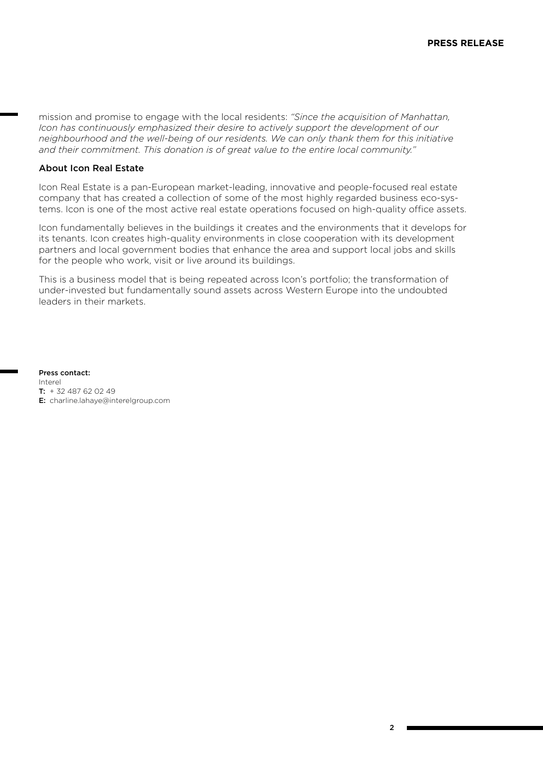mission and promise to engage with the local residents: *"Since the acquisition of Manhattan, Icon has continuously emphasized their desire to actively support the development of our neighbourhood and the well-being of our residents. We can only thank them for this initiative and their commitment. This donation is of great value to the entire local community."*

## About Icon Real Estate

Icon Real Estate is a pan-European market-leading, innovative and people-focused real estate company that has created a collection of some of the most highly regarded business eco-systems. Icon is one of the most active real estate operations focused on high-quality office assets.

Icon fundamentally believes in the buildings it creates and the environments that it develops for its tenants. Icon creates high-quality environments in close cooperation with its development partners and local government bodies that enhance the area and support local jobs and skills for the people who work, visit or live around its buildings.

This is a business model that is being repeated across Icon's portfolio; the transformation of under-invested but fundamentally sound assets across Western Europe into the undoubted leaders in their markets.

**Press contact:**
Interel
**T:** + 32 487 62 02 49
**E:** charline.lahaye@interelgroup.com